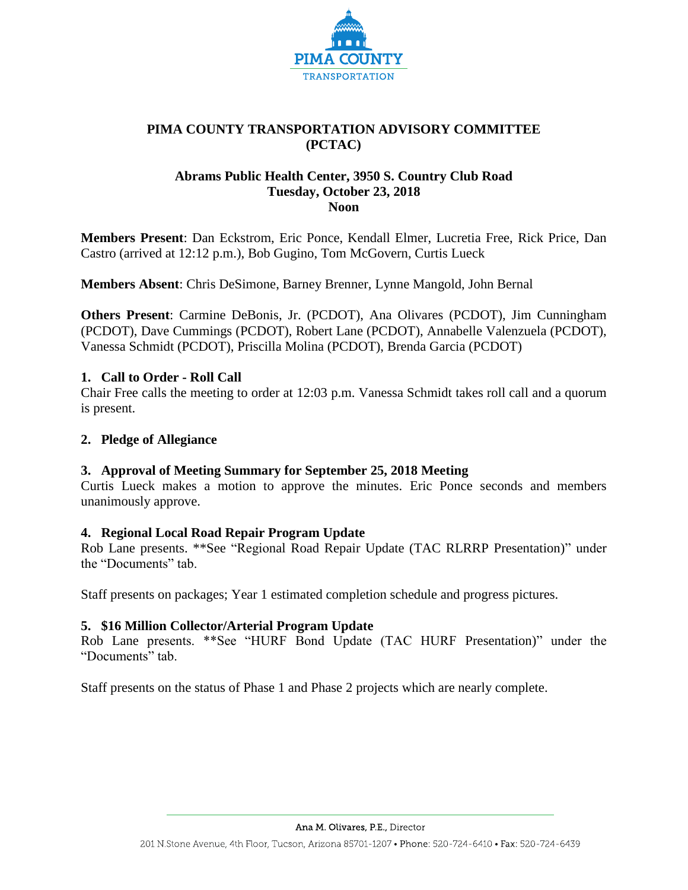PIMA COUNTY
TRANSPORTATION

# PIMA COUNTY TRANSPORTATION ADVISORY COMMITTEE (PCTAC)

**Abrams Public Health Center, 3950 S. Country Club Road**
**Tuesday, October 23, 2018**
**Noon**

**Members Present**: Dan Eckstrom, Eric Ponce, Kendall Elmer, Lucretia Free, Rick Price, Dan Castro (arrived at 12:12 p.m.), Bob Gugino, Tom McGovern, Curtis Lueck

**Members Absent**: Chris DeSimone, Barney Brenner, Lynne Mangold, John Bernal

**Others Present**: Carmine DeBonis, Jr. (PCDOT), Ana Olivares (PCDOT), Jim Cunningham (PCDOT), Dave Cummings (PCDOT), Robert Lane (PCDOT), Annabelle Valenzuela (PCDOT), Vanessa Schmidt (PCDOT), Priscilla Molina (PCDOT), Brenda Garcia (PCDOT)

### 1. Call to Order - Roll Call

Chair Free calls the meeting to order at 12:03 p.m. Vanessa Schmidt takes roll call and a quorum is present.

### 2. Pledge of Allegiance

### 3. Approval of Meeting Summary for September 25, 2018 Meeting

Curtis Lueck makes a motion to approve the minutes. Eric Ponce seconds and members unanimously approve.

### 4. Regional Local Road Repair Program Update

Rob Lane presents. **See "Regional Road Repair Update (TAC RLRRP Presentation)" under the "Documents" tab.

Staff presents on packages; Year 1 estimated completion schedule and progress pictures.

### 5. $16 Million Collector/Arterial Program Update

Rob Lane presents. **See "HURF Bond Update (TAC HURF Presentation)" under the "Documents" tab.

Staff presents on the status of Phase 1 and Phase 2 projects which are nearly complete.

Ana M. Olivares, P.E., Director
201 N.Stone Avenue, 4th Floor, Tucson, Arizona 85701-1207 • Phone: 520-724-6410 • Fax: 520-724-6439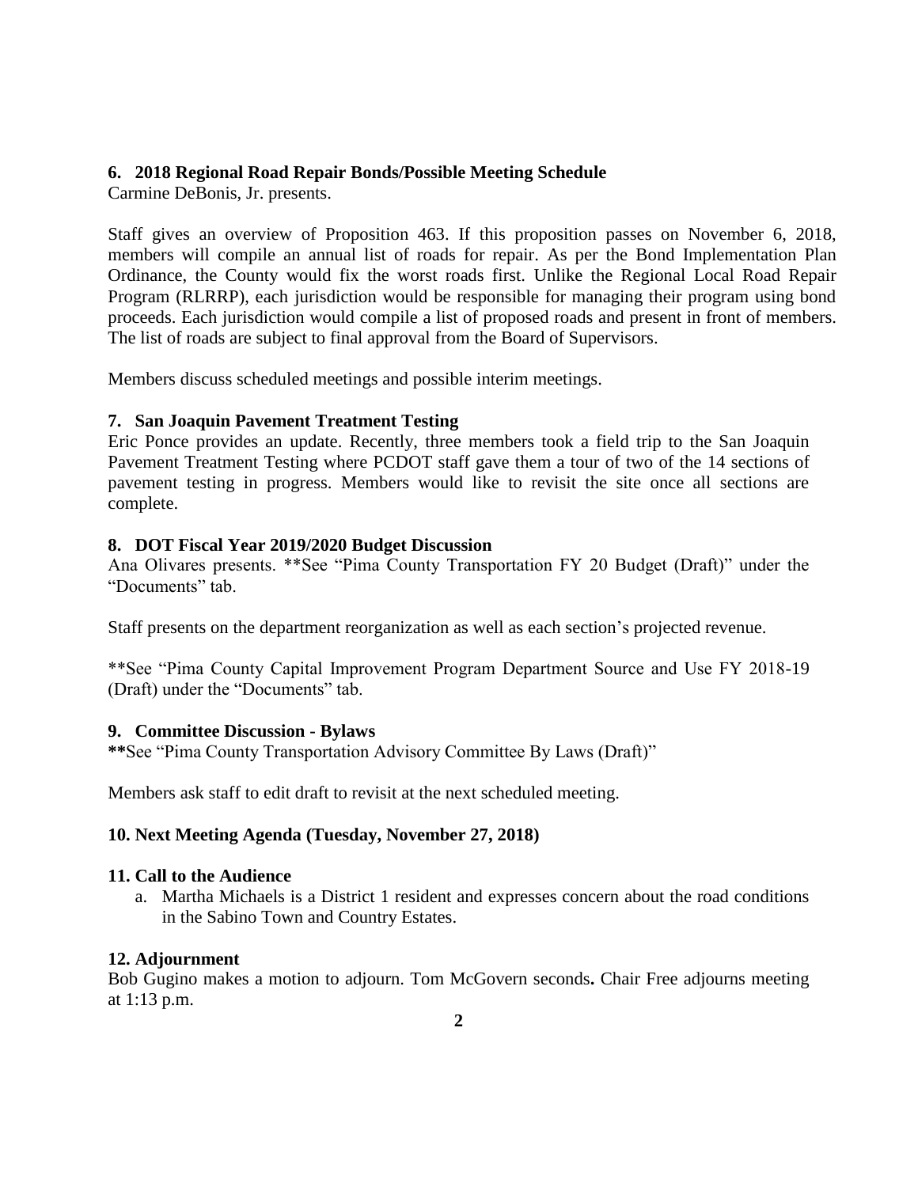**6. 2018 Regional Road Repair Bonds/Possible Meeting Schedule**

Carmine DeBonis, Jr. presents.

Staff gives an overview of Proposition 463. If this proposition passes on November 6, 2018, members will compile an annual list of roads for repair. As per the Bond Implementation Plan Ordinance, the County would fix the worst roads first. Unlike the Regional Local Road Repair Program (RLRRP), each jurisdiction would be responsible for managing their program using bond proceeds. Each jurisdiction would compile a list of proposed roads and present in front of members. The list of roads are subject to final approval from the Board of Supervisors.

Members discuss scheduled meetings and possible interim meetings.

**7. San Joaquin Pavement Treatment Testing**

Eric Ponce provides an update. Recently, three members took a field trip to the San Joaquin Pavement Treatment Testing where PCDOT staff gave them a tour of two of the 14 sections of pavement testing in progress. Members would like to revisit the site once all sections are complete.

**8. DOT Fiscal Year 2019/2020 Budget Discussion**

Ana Olivares presents. **See "Pima County Transportation FY 20 Budget (Draft)" under the "Documents" tab.

Staff presents on the department reorganization as well as each section's projected revenue.

**See "Pima County Capital Improvement Program Department Source and Use FY 2018-19 (Draft) under the "Documents" tab.

**9. Committee Discussion - Bylaws**

**See "Pima County Transportation Advisory Committee By Laws (Draft)"

Members ask staff to edit draft to revisit at the next scheduled meeting.

**10. Next Meeting Agenda (Tuesday, November 27, 2018)**

**11. Call to the Audience**

a. Martha Michaels is a District 1 resident and expresses concern about the road conditions in the Sabino Town and Country Estates.

**12. Adjournment**

Bob Gugino makes a motion to adjourn. Tom McGovern seconds**.** Chair Free adjourns meeting at 1:13 p.m.